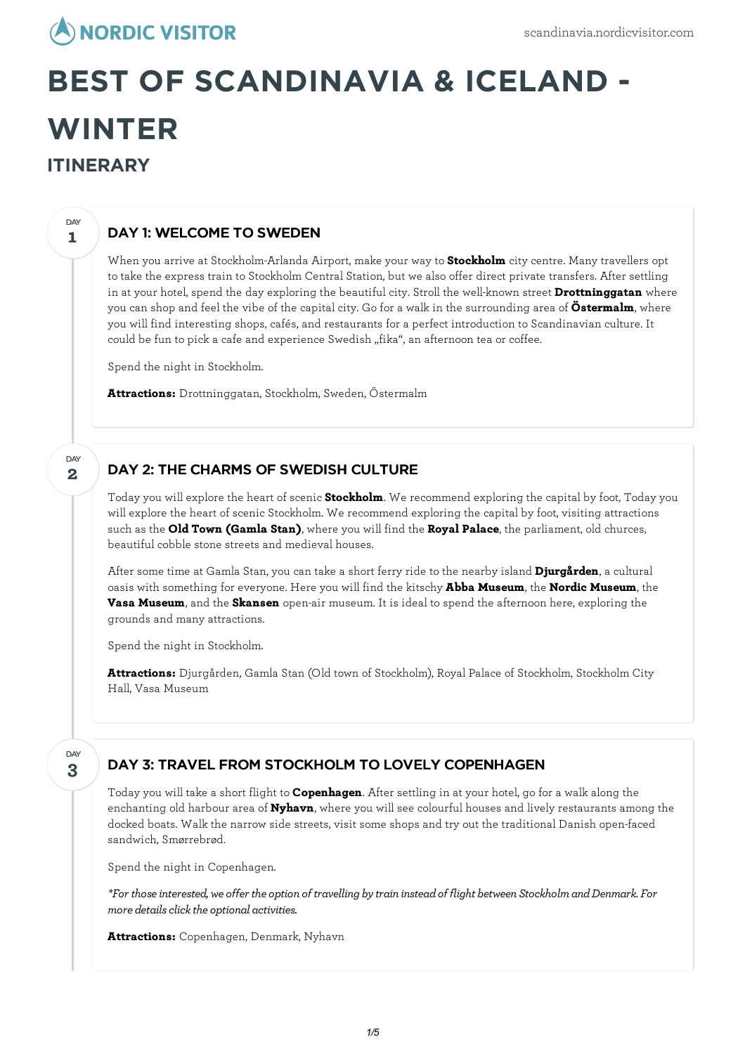# BEST OF SCANDINAVIA & ICELAND - WINTER

## ITINERARY

DAY 1

### DAY 1: WELCOME TO SWEDEN

When you arrive at Stockholm-Arlanda Airport, make your way to **Stockholm** city centre. Many travellers opt to take the express train to Stockholm Central Station, but we also offer direct private transfers. After settling in at your hotel, spend the day exploring the beautiful city. Stroll the well-known street **Drottninggatan** where you can shop and feel the vibe of the capital city. Go for a walk in the surrounding area of **Östermalm**, where you will find interesting shops, cafés, and restaurants for a perfect introduction to Scandinavian culture. It could be fun to pick a cafe and experience Swedish „fika", an afternoon tea or coffee.

Spend the night in Stockholm.

**Attractions:** Drottninggatan, Stockholm, Sweden, Östermalm

DAY 2

### DAY 2: THE CHARMS OF SWEDISH CULTURE

Today you will explore the heart of scenic **Stockholm**. We recommend exploring the capital by foot, Today you will explore the heart of scenic Stockholm. We recommend exploring the capital by foot, visiting attractions such as the **Old Town (Gamla Stan)**, where you will find the **Royal Palace**, the parliament, old churces, beautiful cobble stone streets and medieval houses.

After some time at Gamla Stan, you can take a short ferry ride to the nearby island **Djurgården**, a cultural oasis with something for everyone. Here you will find the kitschy **Abba Museum**, the **Nordic Museum**, the **Vasa Museum**, and the **Skansen** open-air museum. It is ideal to spend the afternoon here, exploring the grounds and many attractions.

Spend the night in Stockholm.

**Attractions:** Djurgården, Gamla Stan (Old town of Stockholm), Royal Palace of Stockholm, Stockholm City Hall, Vasa Museum

DAY 3

### DAY 3: TRAVEL FROM STOCKHOLM TO LOVELY COPENHAGEN

Today you will take a short flight to **Copenhagen**. After settling in at your hotel, go for a walk along the enchanting old harbour area of **Nyhavn**, where you will see colourful houses and lively restaurants among the docked boats. Walk the narrow side streets, visit some shops and try out the traditional Danish open-faced sandwich, Smørrebrød.

Spend the night in Copenhagen.

*\*For those interested, we offer the option of travelling by train instead of flight between Stockholm and Denmark. For more details click the optional activities.*

**Attractions:** Copenhagen, Denmark, Nyhavn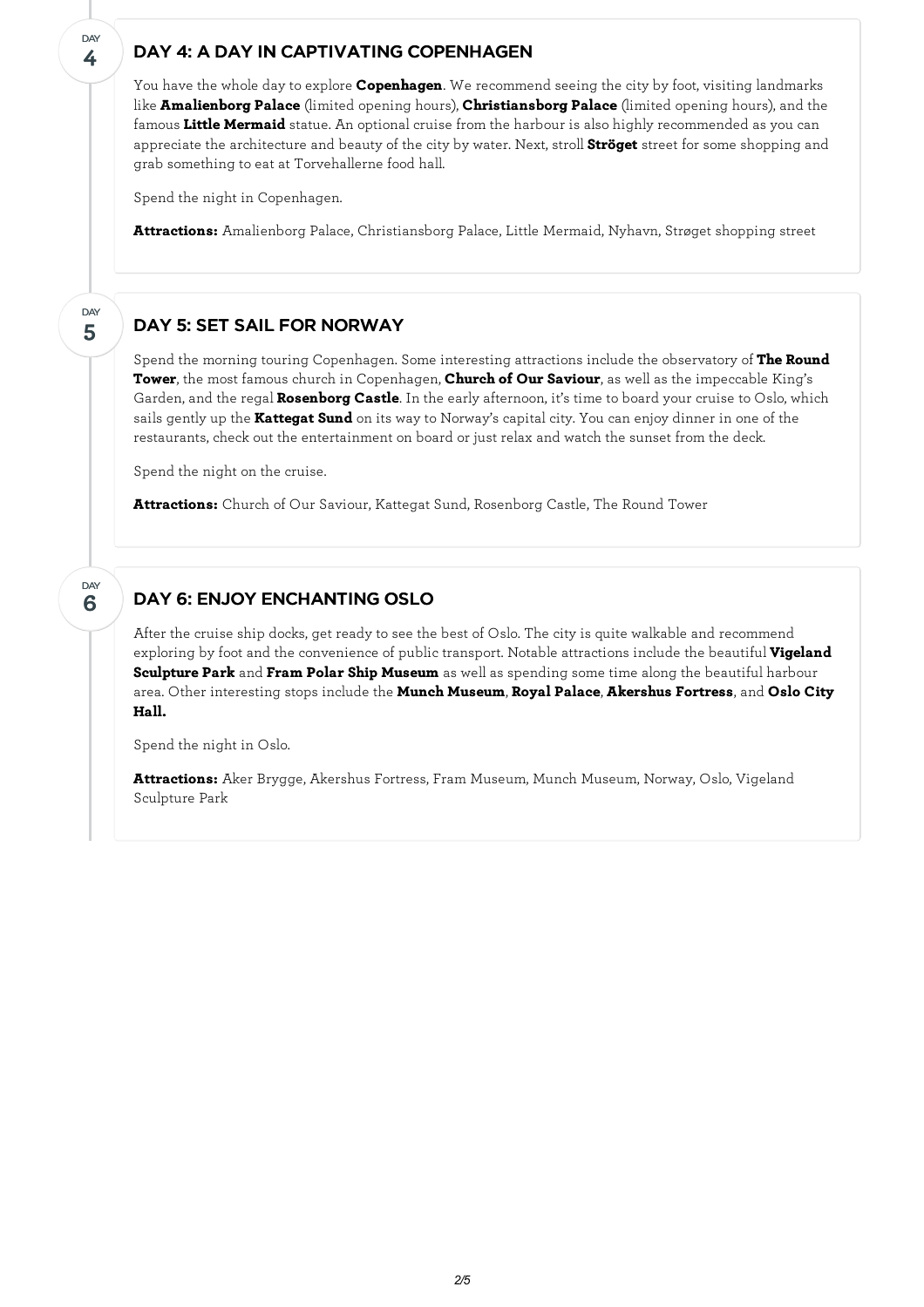## DAY 4: A DAY IN CAPTIVATING COPENHAGEN

You have the whole day to explore **Copenhagen**. We recommend seeing the city by foot, visiting landmarks like **Amalienborg Palace** (limited opening hours), **Christiansborg Palace** (limited opening hours), and the famous **Little Mermaid** statue. An optional cruise from the harbour is also highly recommended as you can appreciate the architecture and beauty of the city by water. Next, stroll **Ströget** street for some shopping and grab something to eat at Torvehallerne food hall.

Spend the night in Copenhagen.

**Attractions:** Amalienborg Palace, Christiansborg Palace, Little Mermaid, Nyhavn, Strøget shopping street

## DAY 5: SET SAIL FOR NORWAY

Spend the morning touring Copenhagen. Some interesting attractions include the observatory of **The Round Tower**, the most famous church in Copenhagen, **Church of Our Saviour**, as well as the impeccable King's Garden, and the regal **Rosenborg Castle**. In the early afternoon, it's time to board your cruise to Oslo, which sails gently up the **Kattegat Sund** on its way to Norway's capital city. You can enjoy dinner in one of the restaurants, check out the entertainment on board or just relax and watch the sunset from the deck.

Spend the night on the cruise.

**Attractions:** Church of Our Saviour, Kattegat Sund, Rosenborg Castle, The Round Tower

## DAY 6: ENJOY ENCHANTING OSLO

After the cruise ship docks, get ready to see the best of Oslo. The city is quite walkable and recommend exploring by foot and the convenience of public transport. Notable attractions include the beautiful **Vigeland Sculpture Park** and **Fram Polar Ship Museum** as well as spending some time along the beautiful harbour area. Other interesting stops include the **Munch Museum**, **Royal Palace**, **Akershus Fortress**, and **Oslo City Hall.**

Spend the night in Oslo.

**Attractions:** Aker Brygge, Akershus Fortress, Fram Museum, Munch Museum, Norway, Oslo, Vigeland Sculpture Park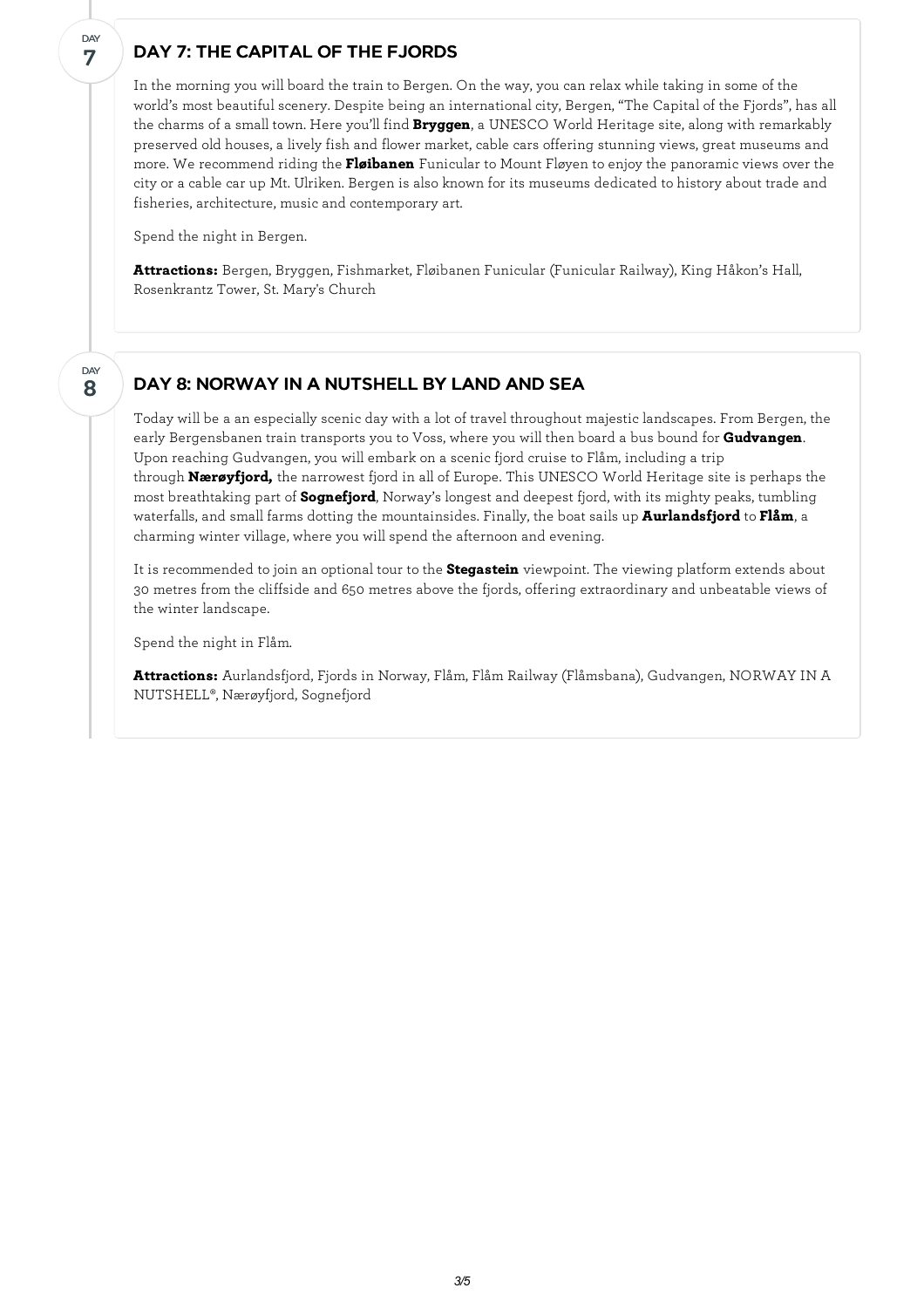DAY 7

## DAY 7: THE CAPITAL OF THE FJORDS

In the morning you will board the train to Bergen. On the way, you can relax while taking in some of the world's most beautiful scenery. Despite being an international city, Bergen, "The Capital of the Fjords", has all the charms of a small town. Here you'll find **Bryggen**, a UNESCO World Heritage site, along with remarkably preserved old houses, a lively fish and flower market, cable cars offering stunning views, great museums and more. We recommend riding the **Fløibanen** Funicular to Mount Fløyen to enjoy the panoramic views over the city or a cable car up Mt. Ulriken. Bergen is also known for its museums dedicated to history about trade and fisheries, architecture, music and contemporary art.

Spend the night in Bergen.

**Attractions:** Bergen, Bryggen, Fishmarket, Fløibanen Funicular (Funicular Railway), King Håkon's Hall, Rosenkrantz Tower, St. Mary's Church

DAY 8

## DAY 8: NORWAY IN A NUTSHELL BY LAND AND SEA

Today will be a an especially scenic day with a lot of travel throughout majestic landscapes. From Bergen, the early Bergensbanen train transports you to Voss, where you will then board a bus bound for **Gudvangen**. Upon reaching Gudvangen, you will embark on a scenic fjord cruise to Flåm, including a trip through **Nærøyfjord,** the narrowest fjord in all of Europe. This UNESCO World Heritage site is perhaps the most breathtaking part of **Sognefjord**, Norway's longest and deepest fjord, with its mighty peaks, tumbling waterfalls, and small farms dotting the mountainsides. Finally, the boat sails up **Aurlandsfjord** to **Flåm**, a charming winter village, where you will spend the afternoon and evening.

It is recommended to join an optional tour to the **Stegastein** viewpoint. The viewing platform extends about 30 metres from the cliffside and 650 metres above the fjords, offering extraordinary and unbeatable views of the winter landscape.

Spend the night in Flåm.

**Attractions:** Aurlandsfjord, Fjords in Norway, Flåm, Flåm Railway (Flåmsbana), Gudvangen, NORWAY IN A NUTSHELL®, Nærøyfjord, Sognefjord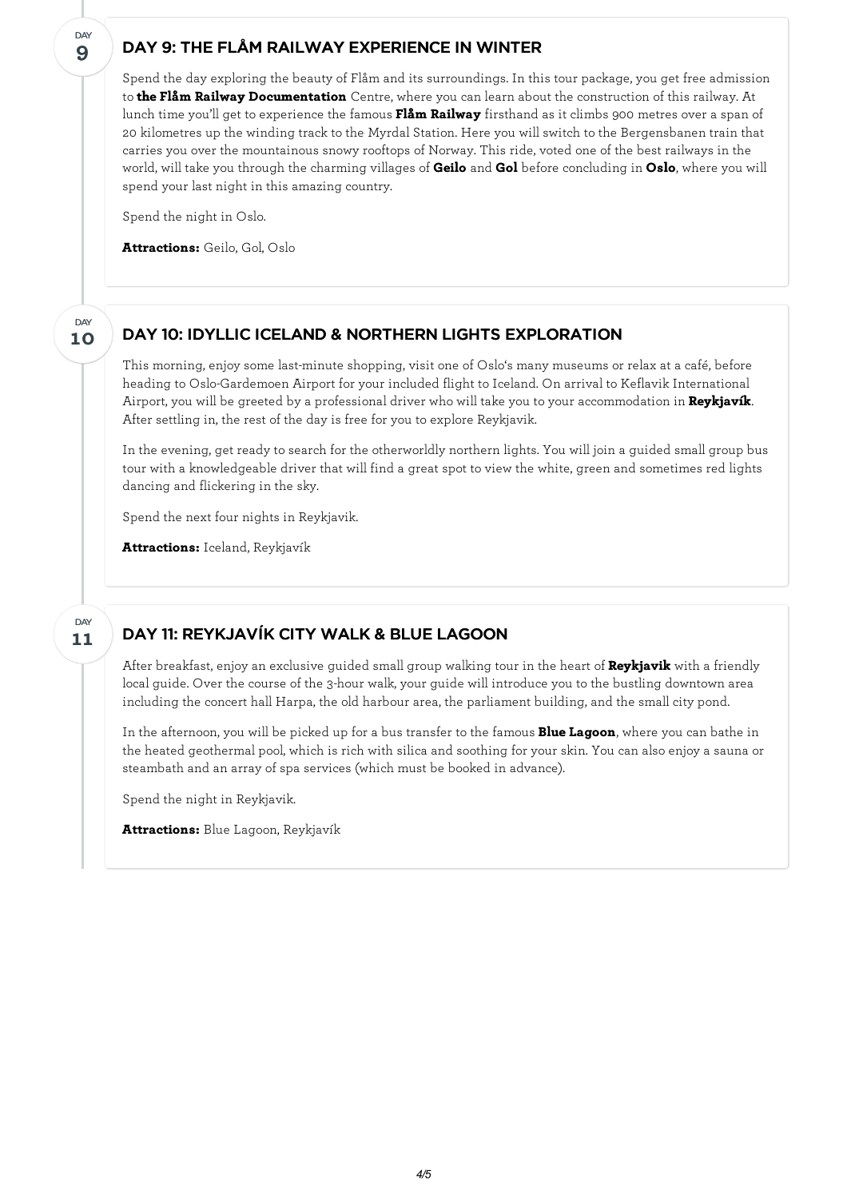## DAY 9: THE FLÅM RAILWAY EXPERIENCE IN WINTER

Spend the day exploring the beauty of Flåm and its surroundings. In this tour package, you get free admission to **the Flåm Railway Documentation** Centre, where you can learn about the construction of this railway. At lunch time you'll get to experience the famous **Flåm Railway** firsthand as it climbs 900 metres over a span of 20 kilometres up the winding track to the Myrdal Station. Here you will switch to the Bergensbanen train that carries you over the mountainous snowy rooftops of Norway. This ride, voted one of the best railways in the world, will take you through the charming villages of **Geilo** and **Gol** before concluding in **Oslo**, where you will spend your last night in this amazing country.

Spend the night in Oslo.

**Attractions:** Geilo, Gol, Oslo

## DAY 10: IDYLLIC ICELAND & NORTHERN LIGHTS EXPLORATION

This morning, enjoy some last-minute shopping, visit one of Oslo's many museums or relax at a café, before heading to Oslo-Gardemoen Airport for your included flight to Iceland. On arrival to Keflavik International Airport, you will be greeted by a professional driver who will take you to your accommodation in **Reykjavík**. After settling in, the rest of the day is free for you to explore Reykjavik.

In the evening, get ready to search for the otherworldly northern lights. You will join a guided small group bus tour with a knowledgeable driver that will find a great spot to view the white, green and sometimes red lights dancing and flickering in the sky.

Spend the next four nights in Reykjavik.

**Attractions:** Iceland, Reykjavík

## DAY 11: REYKJAVÍK CITY WALK & BLUE LAGOON

After breakfast, enjoy an exclusive guided small group walking tour in the heart of **Reykjavik** with a friendly local guide. Over the course of the 3-hour walk, your guide will introduce you to the bustling downtown area including the concert hall Harpa, the old harbour area, the parliament building, and the small city pond.

In the afternoon, you will be picked up for a bus transfer to the famous **Blue Lagoon**, where you can bathe in the heated geothermal pool, which is rich with silica and soothing for your skin. You can also enjoy a sauna or steambath and an array of spa services (which must be booked in advance).

Spend the night in Reykjavik.

**Attractions:** Blue Lagoon, Reykjavík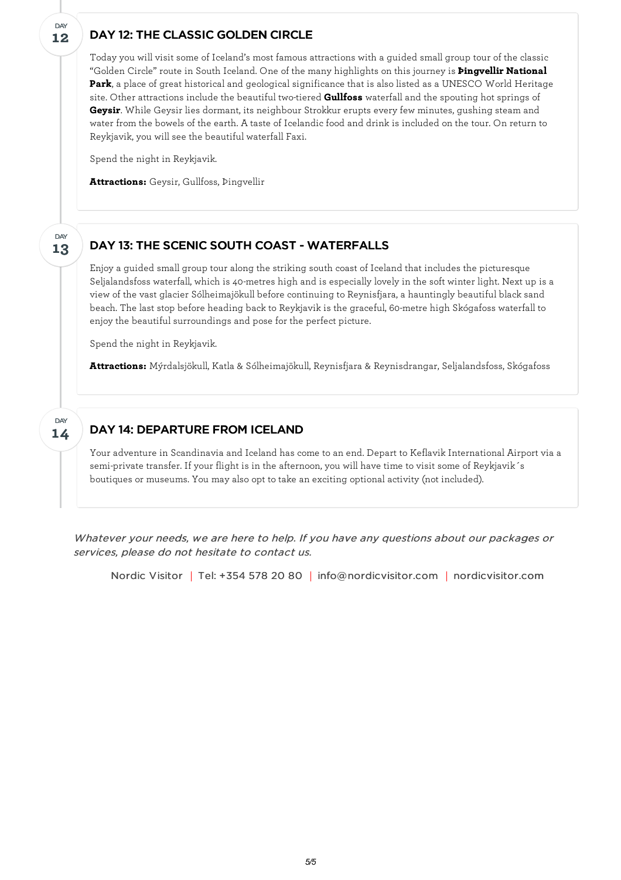## DAY 12: THE CLASSIC GOLDEN CIRCLE

Today you will visit some of Iceland's most famous attractions with a guided small group tour of the classic "Golden Circle" route in South Iceland. One of the many highlights on this journey is **Þingvellir National Park**, a place of great historical and geological significance that is also listed as a UNESCO World Heritage site. Other attractions include the beautiful two-tiered **Gullfoss** waterfall and the spouting hot springs of **Geysir**. While Geysir lies dormant, its neighbour Strokkur erupts every few minutes, gushing steam and water from the bowels of the earth. A taste of Icelandic food and drink is included on the tour. On return to Reykjavik, you will see the beautiful waterfall Faxi.

Spend the night in Reykjavik.

**Attractions:** Geysir, Gullfoss, Þingvellir

## DAY 13: THE SCENIC SOUTH COAST - WATERFALLS

Enjoy a guided small group tour along the striking south coast of Iceland that includes the picturesque Seljalandsfoss waterfall, which is 40-metres high and is especially lovely in the soft winter light. Next up is a view of the vast glacier Sólheimajökull before continuing to Reynisfjara, a hauntingly beautiful black sand beach. The last stop before heading back to Reykjavik is the graceful, 60-metre high Skógafoss waterfall to enjoy the beautiful surroundings and pose for the perfect picture.

Spend the night in Reykjavik.

**Attractions:** Mýrdalsjökull, Katla & Sólheimajökull, Reynisfjara & Reynisdrangar, Seljalandsfoss, Skógafoss

## DAY 14: DEPARTURE FROM ICELAND

Your adventure in Scandinavia and Iceland has come to an end. Depart to Keflavik International Airport via a semi-private transfer. If your flight is in the afternoon, you will have time to visit some of Reykjavik´s boutiques or museums. You may also opt to take an exciting optional activity (not included).

*Whatever your needs, we are here to help. If you have any questions about our packages or services, please do not hesitate to contact us.*

Nordic Visitor | Tel: +354 578 20 80 | info@nordicvisitor.com | nordicvisitor.com